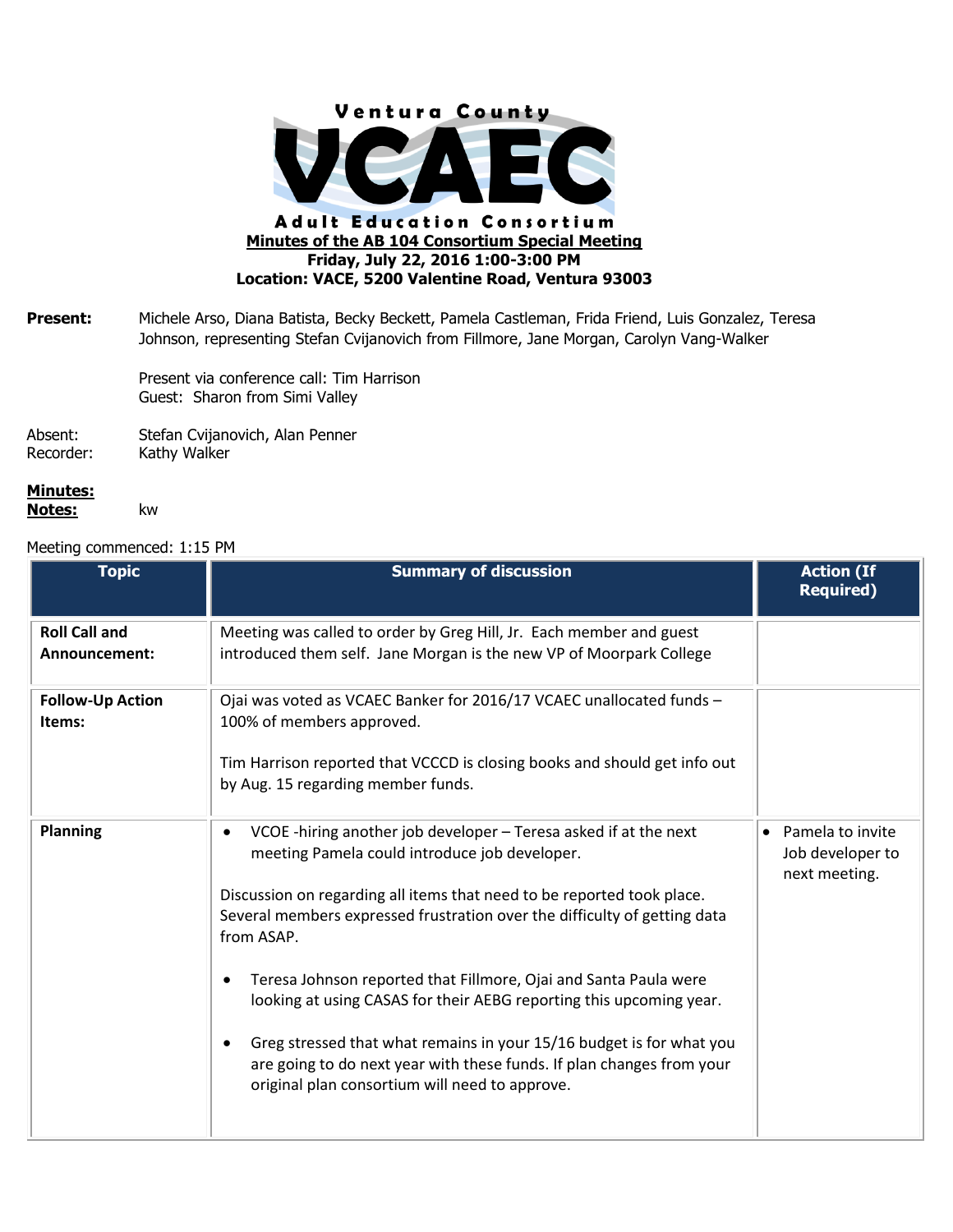# Ventura County VCAEC Adult Education Consortium

**Minutes of the AB 104 Consortium Special Meeting**
**Friday, July 22, 2016 1:00-3:00 PM**
**Location: VACE, 5200 Valentine Road, Ventura 93003**

**Present:** Michele Arso, Diana Batista, Becky Beckett, Pamela Castleman, Frida Friend, Luis Gonzalez, Teresa Johnson, representing Stefan Cvijanovich from Fillmore, Jane Morgan, Carolyn Vang-Walker

Present via conference call: Tim Harrison
Guest: Sharon from Simi Valley

Absent: Stefan Cvijanovich, Alan Penner
Recorder: Kathy Walker

**Minutes:**
**Notes:** kw

Meeting commenced: 1:15 PM

| Topic | Summary of discussion | Action (If Required) |
|---|---|---|
| **Roll Call and Announcement:** | Meeting was called to order by Greg Hill, Jr. Each member and guest introduced them self. Jane Morgan is the new VP of Moorpark College | |
| **Follow-Up Action Items:** | Ojai was voted as VCAEC Banker for 2016/17 VCAEC unallocated funds – 100% of members approved.<br><br>Tim Harrison reported that VCCCD is closing books and should get info out by Aug. 15 regarding member funds. | |
| **Planning** | • VCOE -hiring another job developer – Teresa asked if at the next meeting Pamela could introduce job developer.<br><br>Discussion on regarding all items that need to be reported took place. Several members expressed frustration over the difficulty of getting data from ASAP.<br><br>• Teresa Johnson reported that Fillmore, Ojai and Santa Paula were looking at using CASAS for their AEBG reporting this upcoming year.<br><br>• Greg stressed that what remains in your 15/16 budget is for what you are going to do next year with these funds. If plan changes from your original plan consortium will need to approve. | • Pamela to invite Job developer to next meeting. |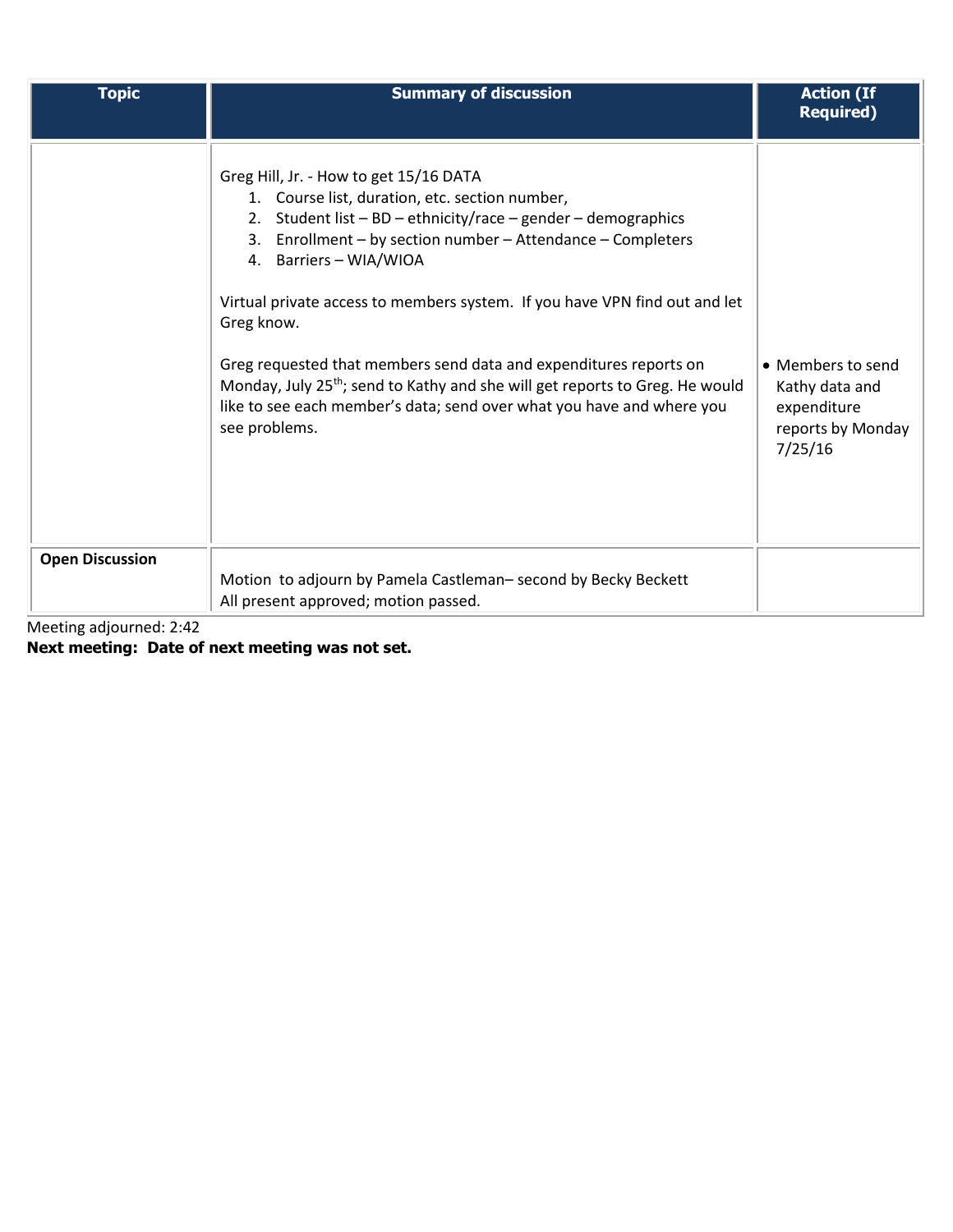| Topic | Summary of discussion | Action (If Required) |
| --- | --- | --- |
| | Greg Hill, Jr. - How to get 15/16 DATA<br>1. Course list, duration, etc. section number,<br>2. Student list – BD – ethnicity/race – gender – demographics<br>3. Enrollment – by section number – Attendance – Completers<br>4. Barriers – WIA/WIOA<br><br>Virtual private access to members system. If you have VPN find out and let Greg know.<br><br>Greg requested that members send data and expenditures reports on Monday, July 25th; send to Kathy and she will get reports to Greg. He would like to see each member's data; send over what you have and where you see problems. | • Members to send Kathy data and expenditure reports by Monday 7/25/16 |
| **Open Discussion** | Motion to adjourn by Pamela Castleman– second by Becky Beckett<br>All present approved; motion passed. | |

Meeting adjourned: 2:42

**Next meeting: Date of next meeting was not set.**